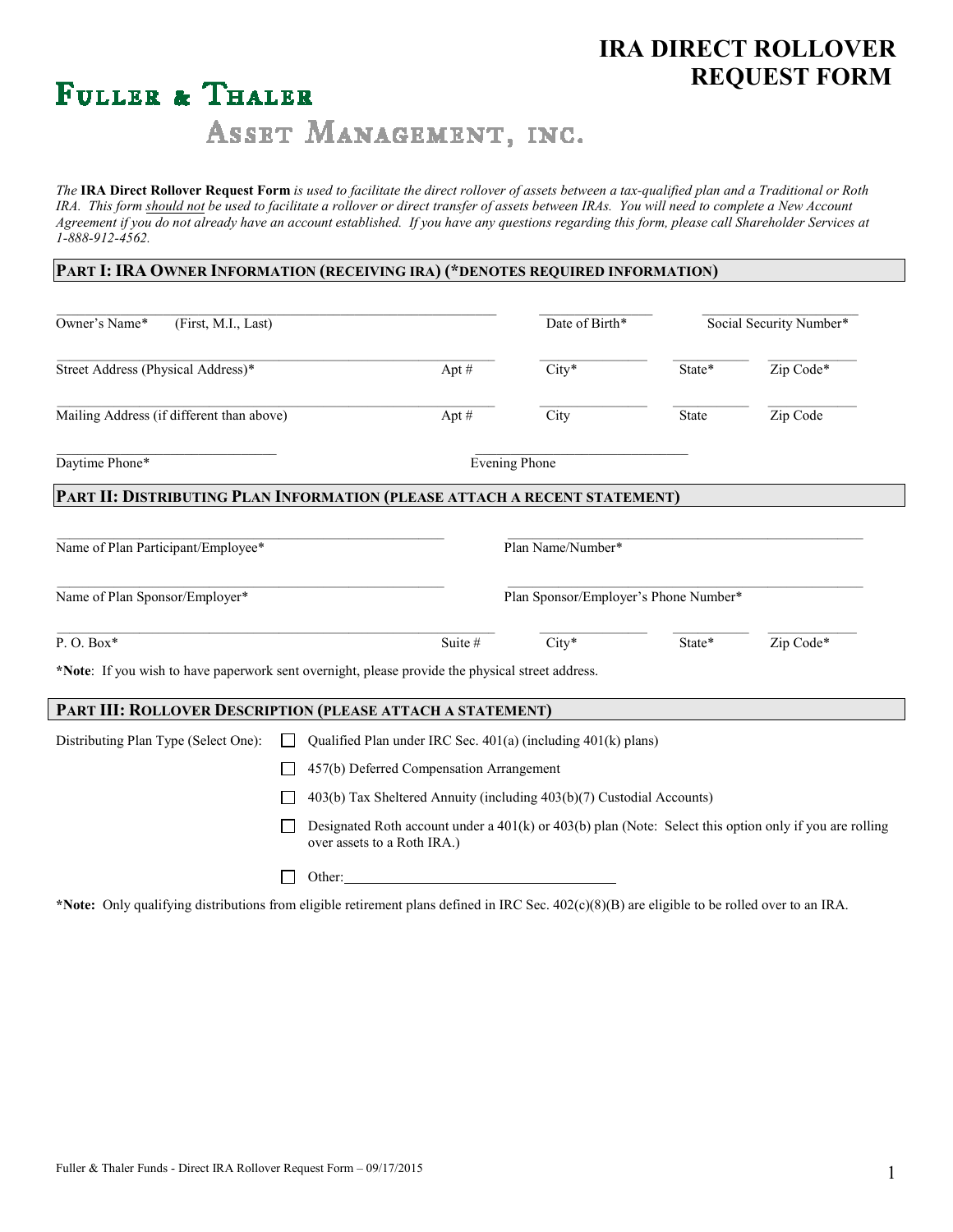# IRA DIRECT ROLLOVER REQUEST FORM

**Fuller & Thaler**
Asset Management, Inc.

*The* **IRA Direct Rollover Request Form** *is used to facilitate the direct rollover of assets between a tax-qualified plan and a Traditional or Roth IRA. This form should not be used to facilitate a rollover or direct transfer of assets between IRAs. You will need to complete a New Account Agreement if you do not already have an account established. If you have any questions regarding this form, please call Shareholder Services at 1-888-912-4562.*

## PART I: IRA OWNER INFORMATION (RECEIVING IRA) (*DENOTES REQUIRED INFORMATION)

Owner's Name* (First, M.I., Last) ____________ Date of Birth* ____________ Social Security Number* ____________

Street Address (Physical Address)* ____________ Apt # ______ City* ______ State* ______ Zip Code* ______

Mailing Address (if different than above) ____________ Apt # ______ City ______ State ______ Zip Code ______

Daytime Phone* ____________ Evening Phone ____________

## PART II: DISTRIBUTING PLAN INFORMATION (PLEASE ATTACH A RECENT STATEMENT)

Name of Plan Participant/Employee* ____________ Plan Name/Number* ____________

Name of Plan Sponsor/Employer* ____________ Plan Sponsor/Employer's Phone Number* ____________

P. O. Box* ____________ Suite # ______ City* ______ State* ______ Zip Code* ______

***Note**: If you wish to have paperwork sent overnight, please provide the physical street address.

## PART III: ROLLOVER DESCRIPTION (PLEASE ATTACH A STATEMENT)

Distributing Plan Type (Select One):

- ☐ Qualified Plan under IRC Sec. 401(a) (including 401(k) plans)
- ☐ 457(b) Deferred Compensation Arrangement
- ☐ 403(b) Tax Sheltered Annuity (including 403(b)(7) Custodial Accounts)
- ☐ Designated Roth account under a 401(k) or 403(b) plan (Note: Select this option only if you are rolling over assets to a Roth IRA.)
- ☐ Other: ____________

***Note:** Only qualifying distributions from eligible retirement plans defined in IRC Sec. 402(c)(8)(B) are eligible to be rolled over to an IRA.

Fuller & Thaler Funds - Direct IRA Rollover Request Form – 09/17/2015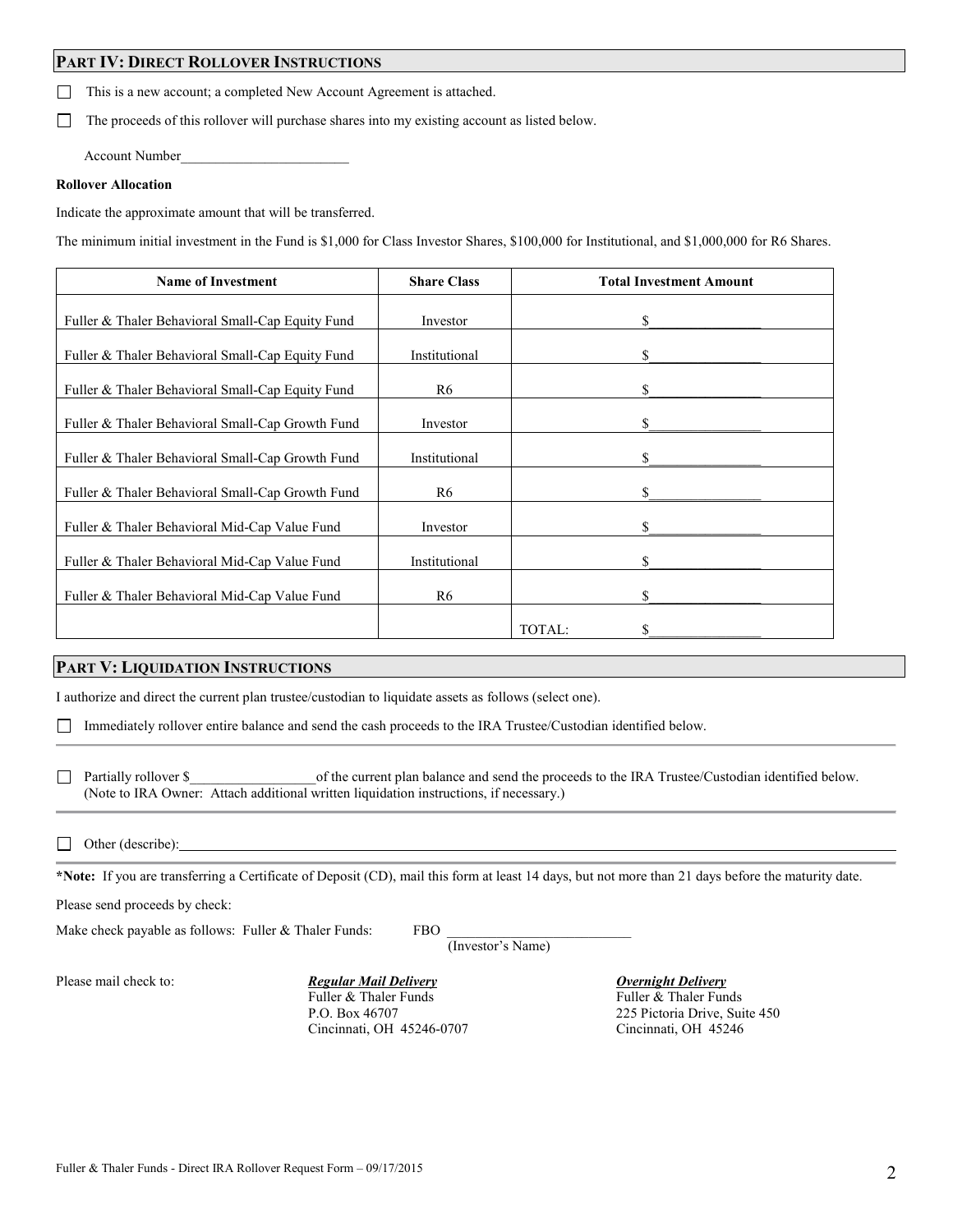## PART IV: DIRECT ROLLOVER INSTRUCTIONS

☐ This is a new account; a completed New Account Agreement is attached.

☐ The proceeds of this rollover will purchase shares into my existing account as listed below.

Account Number________________________

**Rollover Allocation**

Indicate the approximate amount that will be transferred.

The minimum initial investment in the Fund is $1,000 for Class Investor Shares, $100,000 for Institutional, and $1,000,000 for R6 Shares.

| Name of Investment | Share Class | Total Investment Amount |
|---|---|---|
| Fuller & Thaler Behavioral Small-Cap Equity Fund | Investor | $________________ |
| Fuller & Thaler Behavioral Small-Cap Equity Fund | Institutional | $________________ |
| Fuller & Thaler Behavioral Small-Cap Equity Fund | R6 | $________________ |
| Fuller & Thaler Behavioral Small-Cap Growth Fund | Investor | $________________ |
| Fuller & Thaler Behavioral Small-Cap Growth Fund | Institutional | $________________ |
| Fuller & Thaler Behavioral Small-Cap Growth Fund | R6 | $________________ |
| Fuller & Thaler Behavioral Mid-Cap Value Fund | Investor | $________________ |
| Fuller & Thaler Behavioral Mid-Cap Value Fund | Institutional | $________________ |
| Fuller & Thaler Behavioral Mid-Cap Value Fund | R6 | $________________ |
| | | TOTAL: $________________ |

## PART V: LIQUIDATION INSTRUCTIONS

I authorize and direct the current plan trustee/custodian to liquidate assets as follows (select one).

☐ Immediately rollover entire balance and send the cash proceeds to the IRA Trustee/Custodian identified below.

☐ Partially rollover $__________________of the current plan balance and send the proceeds to the IRA Trustee/Custodian identified below. (Note to IRA Owner: Attach additional written liquidation instructions, if necessary.)

☐ Other (describe):______________________________________________________________________

***Note:** If you are transferring a Certificate of Deposit (CD), mail this form at least 14 days, but not more than 21 days before the maturity date.

Please send proceeds by check:

Make check payable as follows: Fuller & Thaler Funds: FBO __________________________
(Investor's Name)

Please mail check to:

***Regular Mail Delivery***
Fuller & Thaler Funds
P.O. Box 46707
Cincinnati, OH 45246-0707

***Overnight Delivery***
Fuller & Thaler Funds
225 Pictoria Drive, Suite 450
Cincinnati, OH 45246

Fuller & Thaler Funds - Direct IRA Rollover Request Form – 09/17/2015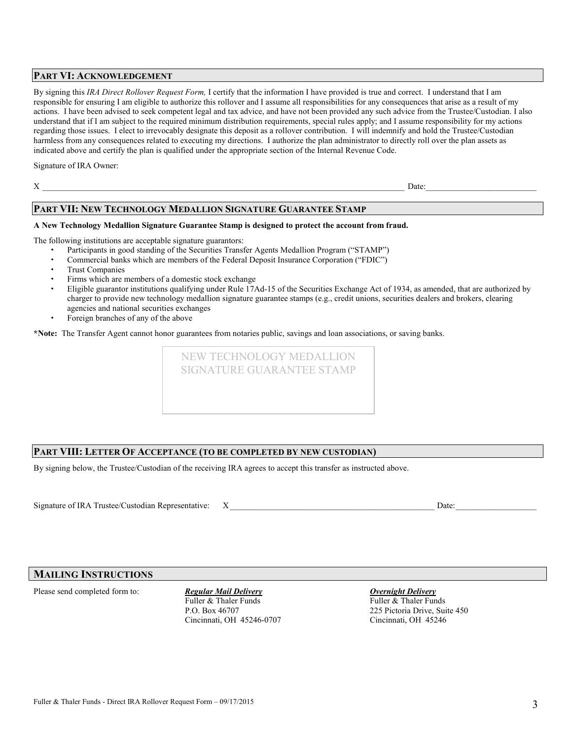## PART VI: ACKNOWLEDGEMENT

By signing this *IRA Direct Rollover Request Form,* I certify that the information I have provided is true and correct. I understand that I am responsible for ensuring I am eligible to authorize this rollover and I assume all responsibilities for any consequences that arise as a result of my actions. I have been advised to seek competent legal and tax advice, and have not been provided any such advice from the Trustee/Custodian. I also understand that if I am subject to the required minimum distribution requirements, special rules apply; and I assume responsibility for my actions regarding those issues. I elect to irrevocably designate this deposit as a rollover contribution. I will indemnify and hold the Trustee/Custodian harmless from any consequences related to executing my directions. I authorize the plan administrator to directly roll over the plan assets as indicated above and certify the plan is qualified under the appropriate section of the Internal Revenue Code.

Signature of IRA Owner:

X ______________________________________________________________________________ Date:__________________________

## PART VII: NEW TECHNOLOGY MEDALLION SIGNATURE GUARANTEE STAMP

**A New Technology Medallion Signature Guarantee Stamp is designed to protect the account from fraud.**

The following institutions are acceptable signature guarantors:

- Participants in good standing of the Securities Transfer Agents Medallion Program ("STAMP")
- Commercial banks which are members of the Federal Deposit Insurance Corporation ("FDIC")
- Trust Companies
- Firms which are members of a domestic stock exchange
- Eligible guarantor institutions qualifying under Rule 17Ad-15 of the Securities Exchange Act of 1934, as amended, that are authorized by charger to provide new technology medallion signature guarantee stamps (e.g., credit unions, securities dealers and brokers, clearing agencies and national securities exchanges
- Foreign branches of any of the above

**\*Note:** The Transfer Agent cannot honor guarantees from notaries public, savings and loan associations, or saving banks.

NEW TECHNOLOGY MEDALLION SIGNATURE GUARANTEE STAMP

## PART VIII: LETTER OF ACCEPTANCE (TO BE COMPLETED BY NEW CUSTODIAN)

By signing below, the Trustee/Custodian of the receiving IRA agrees to accept this transfer as instructed above.

Signature of IRA Trustee/Custodian Representative: X__________________________________________________ Date:___________________

## MAILING INSTRUCTIONS

Please send completed form to:

***Regular Mail Delivery***
Fuller & Thaler Funds
P.O. Box 46707
Cincinnati, OH 45246-0707

***Overnight Delivery***
Fuller & Thaler Funds
225 Pictoria Drive, Suite 450
Cincinnati, OH 45246

Fuller & Thaler Funds - Direct IRA Rollover Request Form – 09/17/2015